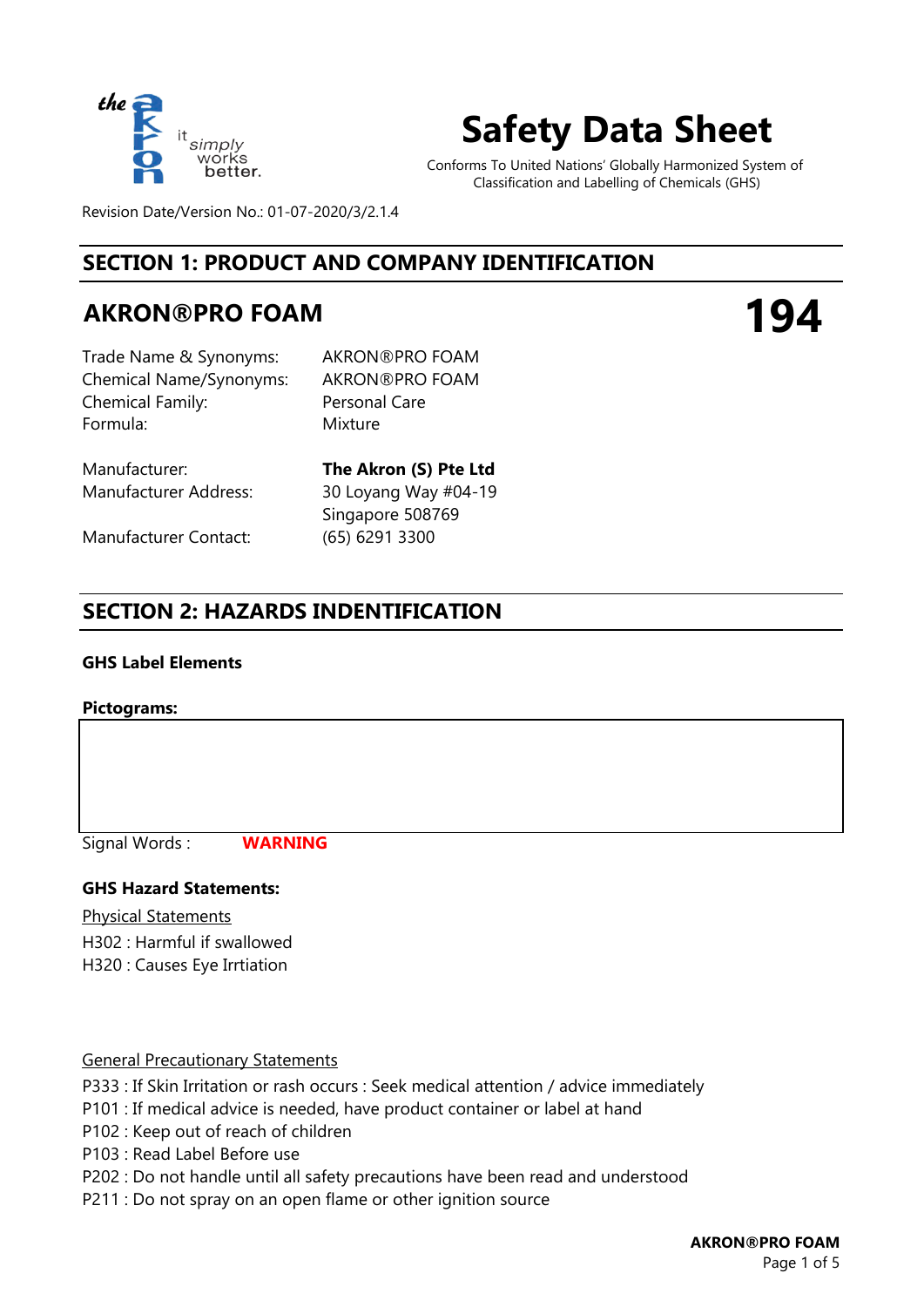# Safety Data Sheet

Conforms To United Nations' Globally Harmonized System of Classification and Labelling of Chemicals (GHS)

Revision Date/Version No.: 01-07-2020/3/2.1.4

## SECTION 1: PRODUCT AND COMPANY IDENTIFICATION

## AKRON®PRO FOAM

**194**

Trade Name & Synonyms: AKRON®PRO FOAM
Chemical Name/Synonyms: AKRON®PRO FOAM
Chemical Family: Personal Care
Formula: Mixture

Manufacturer: **The Akron (S) Pte Ltd**
Manufacturer Address: 30 Loyang Way #04-19
Singapore 508769
Manufacturer Contact: (65) 6291 3300

## SECTION 2: HAZARDS INDENTIFICATION

**GHS Label Elements**

**Pictograms:**

Signal Words : **WARNING**

**GHS Hazard Statements:**

Physical Statements

H302 : Harmful if swallowed
H320 : Causes Eye Irrtiation

General Precautionary Statements

P333 : If Skin Irritation or rash occurs : Seek medical attention / advice immediately
P101 : If medical advice is needed, have product container or label at hand
P102 : Keep out of reach of children
P103 : Read Label Before use
P202 : Do not handle until all safety precautions have been read and understood
P211 : Do not spray on an open flame or other ignition source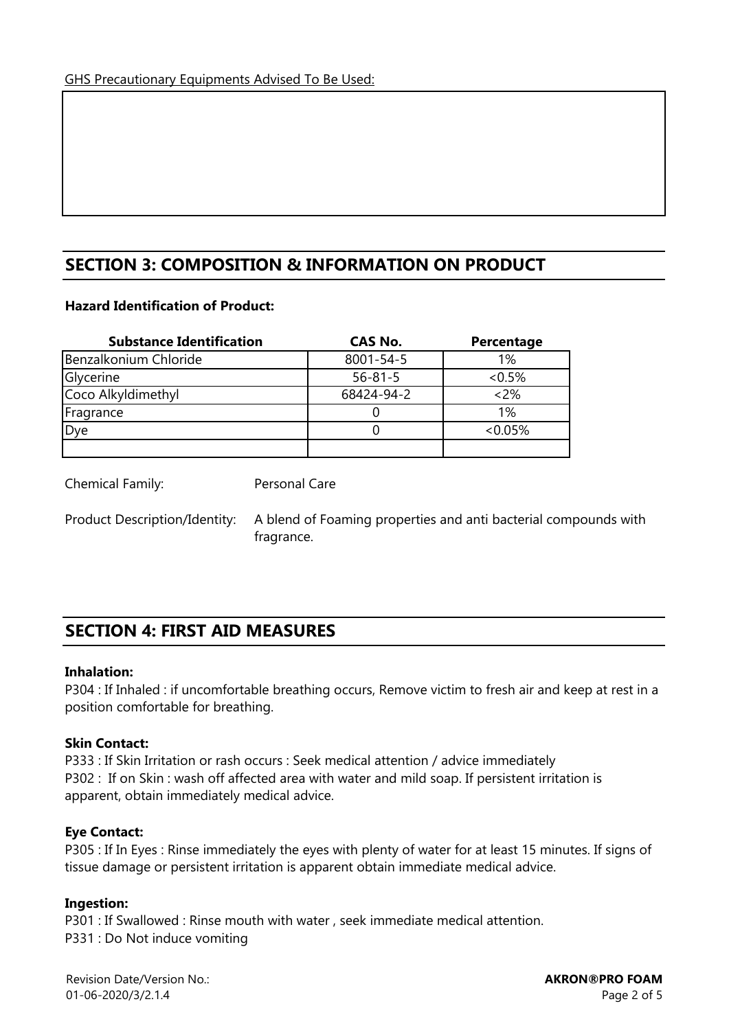GHS Precautionary Equipments Advised To Be Used:

## SECTION 3: COMPOSITION & INFORMATION ON PRODUCT

**Hazard Identification of Product:**

| Substance Identification | CAS No. | Percentage |
|---|---|---|
| Benzalkonium Chloride | 8001-54-5 | 1% |
| Glycerine | 56-81-5 | <0.5% |
| Coco Alkyldimethyl | 68424-94-2 | <2% |
| Fragrance | 0 | 1% |
| Dye | 0 | <0.05% |
| | | |

Chemical Family: Personal Care

Product Description/Identity: A blend of Foaming properties and anti bacterial compounds with fragrance.

## SECTION 4: FIRST AID MEASURES

**Inhalation:**

P304 : If Inhaled : if uncomfortable breathing occurs, Remove victim to fresh air and keep at rest in a position comfortable for breathing.

**Skin Contact:**

P333 : If Skin Irritation or rash occurs : Seek medical attention / advice immediately

P302 : If on Skin : wash off affected area with water and mild soap. If persistent irritation is apparent, obtain immediately medical advice.

**Eye Contact:**

P305 : If In Eyes : Rinse immediately the eyes with plenty of water for at least 15 minutes. If signs of tissue damage or persistent irritation is apparent obtain immediate medical advice.

**Ingestion:**

P301 : If Swallowed : Rinse mouth with water , seek immediate medical attention.

P331 : Do Not induce vomiting

Revision Date/Version No.:
01-06-2020/3/2.1.4

**AKRON®PRO FOAM**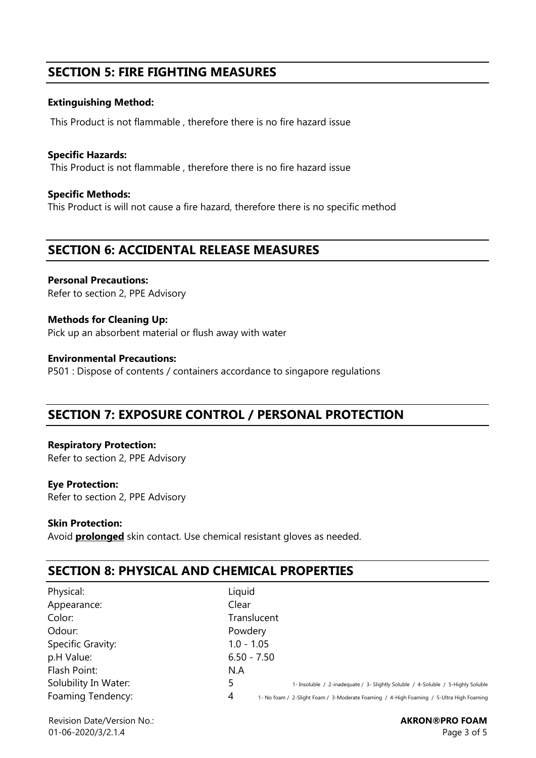## SECTION 5: FIRE FIGHTING MEASURES

**Extinguishing Method:**

This Product is not flammable , therefore there is no fire hazard issue

**Specific Hazards:**

This Product is not flammable , therefore there is no fire hazard issue

**Specific Methods:**

This Product is will not cause a fire hazard, therefore there is no specific method

## SECTION 6: ACCIDENTAL RELEASE MEASURES

**Personal Precautions:**

Refer to section 2, PPE Advisory

**Methods for Cleaning Up:**

Pick up an absorbent material or flush away with water

**Environmental Precautions:**

P501 : Dispose of contents / containers accordance to singapore regulations

## SECTION 7: EXPOSURE CONTROL / PERSONAL PROTECTION

**Respiratory Protection:**

Refer to section 2, PPE Advisory

**Eye Protection:**

Refer to section 2, PPE Advisory

**Skin Protection:**

Avoid **prolonged** skin contact. Use chemical resistant gloves as needed.

## SECTION 8: PHYSICAL AND CHEMICAL PROPERTIES

| Property | Value | Scale |
|---|---|---|
| Physical: | Liquid | |
| Appearance: | Clear | |
| Color: | Translucent | |
| Odour: | Powdery | |
| Specific Gravity: | 1.0 - 1.05 | |
| p.H Value: | 6.50 - 7.50 | |
| Flash Point: | N.A | |
| Solubility In Water: | 5 | 1- Insoluble / 2-inadequate / 3- Slightly Soluble / 4-Soluble / 5-Highly Soluble |
| Foaming Tendency: | 4 | 1- No foam / 2-Slight Foam / 3-Moderate Foaming / 4-High Foaming / 5-Ultra High Foaming |

Revision Date/Version No.:
01-06-2020/3/2.1.4

**AKRON®PRO FOAM**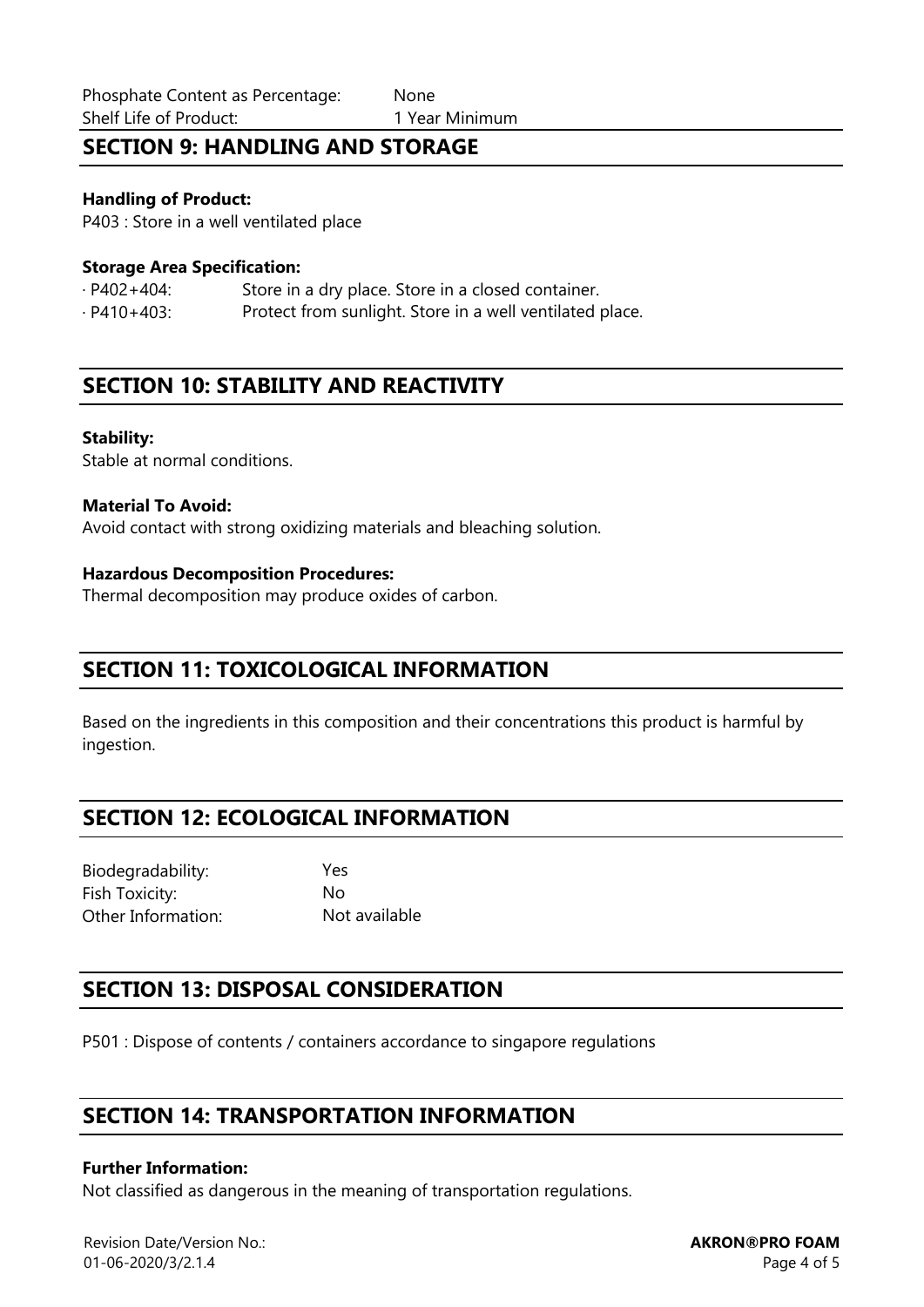Phosphate Content as Percentage: None
Shelf Life of Product: 1 Year Minimum

## SECTION 9: HANDLING AND STORAGE

**Handling of Product:**
P403 : Store in a well ventilated place

**Storage Area Specification:**
· P402+404: Store in a dry place. Store in a closed container.
· P410+403: Protect from sunlight. Store in a well ventilated place.

## SECTION 10: STABILITY AND REACTIVITY

**Stability:**
Stable at normal conditions.

**Material To Avoid:**
Avoid contact with strong oxidizing materials and bleaching solution.

**Hazardous Decomposition Procedures:**
Thermal decomposition may produce oxides of carbon.

## SECTION 11: TOXICOLOGICAL INFORMATION

Based on the ingredients in this composition and their concentrations this product is harmful by ingestion.

## SECTION 12: ECOLOGICAL INFORMATION

Biodegradability: Yes
Fish Toxicity: No
Other Information: Not available

## SECTION 13: DISPOSAL CONSIDERATION

P501 : Dispose of contents / containers accordance to singapore regulations

## SECTION 14: TRANSPORTATION INFORMATION

**Further Information:**
Not classified as dangerous in the meaning of transportation regulations.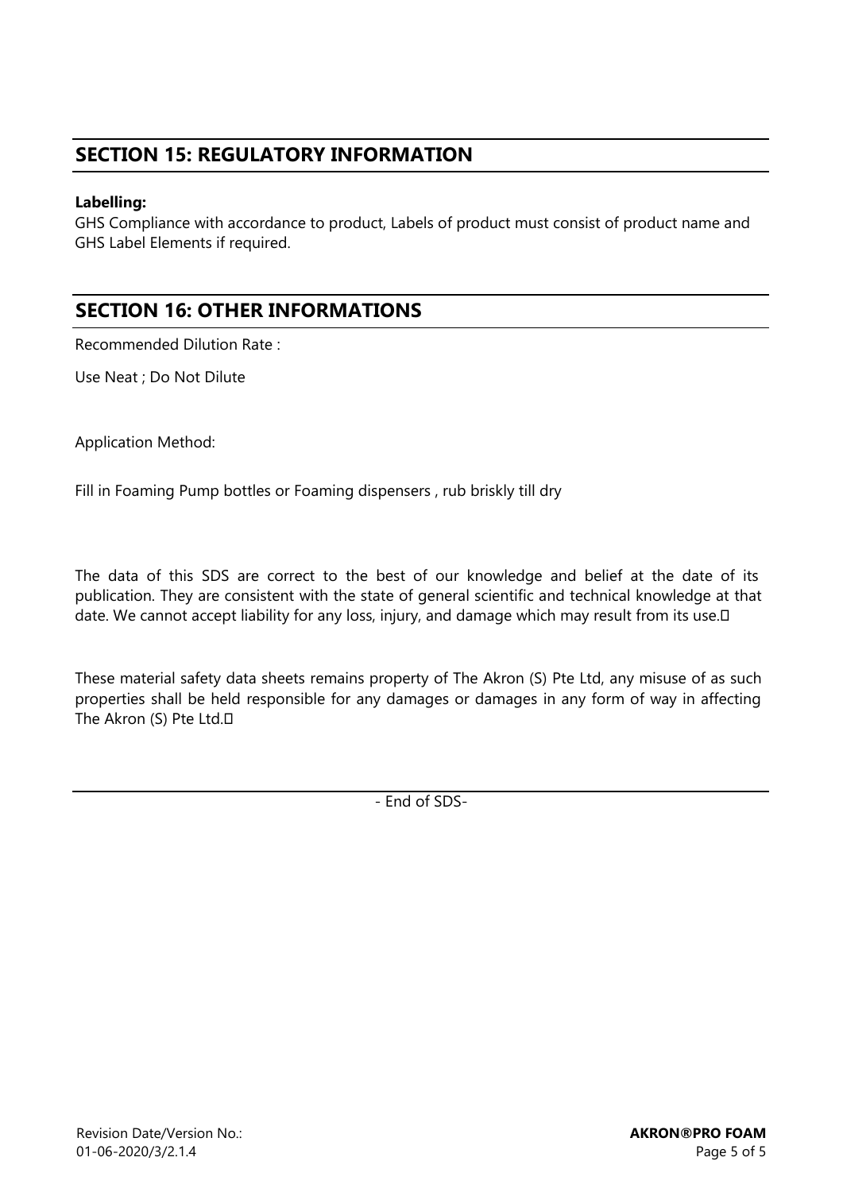## SECTION 15: REGULATORY INFORMATION

**Labelling:**
GHS Compliance with accordance to product, Labels of product must consist of product name and GHS Label Elements if required.

## SECTION 16: OTHER INFORMATIONS

Recommended Dilution Rate :

Use Neat ; Do Not Dilute

Application Method:

Fill in Foaming Pump bottles or Foaming dispensers , rub briskly till dry

The data of this SDS are correct to the best of our knowledge and belief at the date of its publication. They are consistent with the state of general scientific and technical knowledge at that date. We cannot accept liability for any loss, injury, and damage which may result from its use.

These material safety data sheets remains property of The Akron (S) Pte Ltd, any misuse of as such properties shall be held responsible for any damages or damages in any form of way in affecting The Akron (S) Pte Ltd.

- End of SDS-

Revision Date/Version No.:
01-06-2020/3/2.1.4

**AKRON®PRO FOAM**